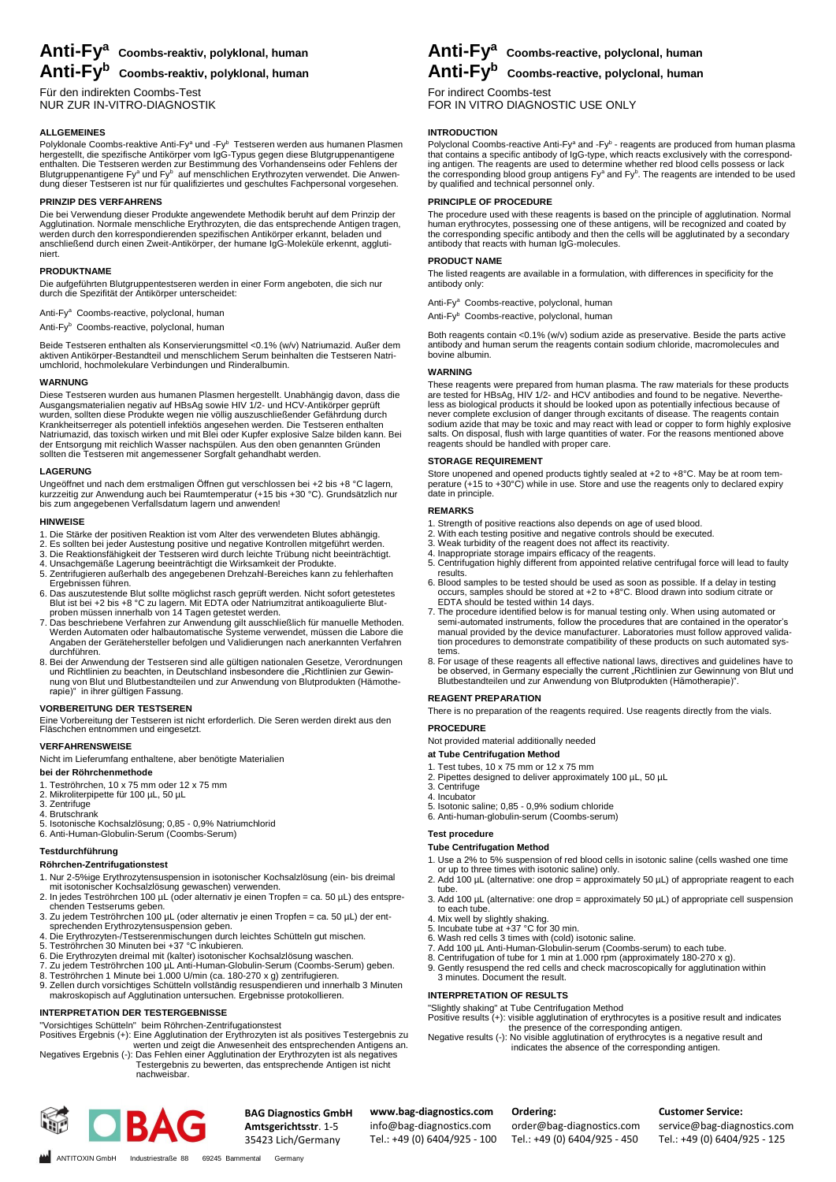# Anti-Fy$^a$ Coombs-reaktiv, polyklonal, human

# Anti-Fy$^b$ Coombs-reaktiv, polyklonal, human

Für den indirekten Coombs-Test
NUR ZUR IN-VITRO-DIAGNOSTIK

### ALLGEMEINES

Polyklonale Coombs-reaktive Anti-Fy$^a$ und -Fy$^b$ Testseren werden aus humanen Plasmen hergestellt, die spezifische Antikörper vom IgG-Typus gegen diese Blutgruppenantigene enthalten. Die Testseren werden zur Bestimmung des Vorhandenseins oder Fehlens der Blutgruppenantigene Fy$^a$ und Fy$^b$ auf menschlichen Erythrozyten verwendet. Die Anwendung dieser Testseren ist nur für qualifiziertes und geschultes Fachpersonal vorgesehen.

### PRINZIP DES VERFAHRENS

Die bei Verwendung dieser Produkte angewendete Methodik beruht auf dem Prinzip der Agglutination. Normale menschliche Erythrozyten, die das entsprechende Antigen tragen, werden durch den korrespondierenden spezifischen Antikörper erkannt, beladen und anschließend durch einen Zweit-Antikörper, der humane IgG-Moleküle erkennt, agglutiniert.

### PRODUKTNAME

Die aufgeführten Blutgruppentestseren werden in einer Form angeboten, die sich nur durch die Spezifität der Antikörper unterscheidet:

Anti-Fy$^a$ Coombs-reactive, polyclonal, human

Anti-Fy$^b$ Coombs-reactive, polyclonal, human

Beide Testseren enthalten als Konservierungsmittel <0.1% (w/v) Natriumazid. Außer dem aktiven Antikörper-Bestandteil und menschlichem Serum beinhalten die Testseren Natriumchlorid, hochmolekulare Verbindungen und Rinderalbumin.

### WARNUNG

Diese Testseren wurden aus humanen Plasmen hergestellt. Unabhängig davon, dass die Ausgangsmaterialien negativ auf HBsAg sowie HIV 1/2- und HCV-Antikörper geprüft wurden, sollten diese Produkte wegen nie völlig auszuschließender Gefährdung durch Krankheitserreger als potentiell infektiös angesehen werden. Die Testseren enthalten Natriumazid, das toxisch wirken und mit Blei oder Kupfer explosive Salze bilden kann. Bei der Entsorgung mit reichlich Wasser nachspülen. Aus den oben genannten Gründen sollten die Testseren mit angemessener Sorgfalt gehandhabt werden.

### LAGERUNG

Ungeöffnet und nach dem erstmaligen Öffnen gut verschlossen bei +2 bis +8 °C lagern, kurzzeitig zur Anwendung auch bei Raumtemperatur (+15 bis +30 °C). Grundsätzlich nur bis zum angegebenen Verfallsdatum lagern und anwenden!

### HINWEISE

1. Die Stärke der positiven Reaktion ist vom Alter des verwendeten Blutes abhängig.
2. Es sollten bei jeder Austestung positive und negative Kontrollen mitgeführt werden.
3. Die Reaktionsfähigkeit der Testseren wird durch leichte Trübung nicht beeinträchtigt.
4. Unsachgemäße Lagerung beeinträchtigt die Wirksamkeit der Produkte.
5. Zentrifugieren außerhalb des angegebenen Drehzahl-Bereiches kann zu fehlerhaften Ergebnissen führen.
6. Das auszutestende Blut sollte möglichst rasch geprüft werden. Nicht sofort getestetes Blut ist bei +2 bis +8 °C zu lagern. Mit EDTA oder Natriumzitrat antikoagulierte Blutproben müssen innerhalb von 14 Tagen getestet werden.
7. Das beschriebene Verfahren zur Anwendung gilt ausschließlich für manuelle Methoden. Werden Automaten oder halbautomatische Systeme verwendet, müssen die Labore die Angaben der Gerätehersteller befolgen und Validierungen nach anerkannten Verfahren durchführen.
8. Bei der Anwendung der Testseren sind alle gültigen nationalen Gesetze, Verordnungen und Richtlinien zu beachten, in Deutschland insbesondere die „Richtlinien zur Gewinnung von Blut und Blutbestandteilen und zur Anwendung von Blutprodukten (Hämotherapie)" in ihrer gültigen Fassung.

### VORBEREITUNG DER TESTSEREN

Eine Vorbereitung der Testseren ist nicht erforderlich. Die Seren werden direkt aus den Fläschchen entnommen und eingesetzt.

### VERFAHRENSWEISE

Nicht im Lieferumfang enthaltene, aber benötigte Materialien

**bei der Röhrchenmethode**

1. Teströhrchen, 10 x 75 mm oder 12 x 75 mm
2. Mikroliterpipette für 100 µL, 50 µL
3. Zentrifuge
4. Brutschrank
5. Isotonische Kochsalzlösung; 0,85 - 0,9% Natriumchlorid
6. Anti-Human-Globulin-Serum (Coombs-Serum)

#### Testdurchführung

**Röhrchen-Zentrifugationstest**

1. Nur 2-5%ige Erythrozytensuspension in isotonischer Kochsalzlösung (ein- bis dreimal mit isotonischer Kochsalzlösung gewaschen) verwenden.
2. In jedes Teströhrchen 100 µL (oder alternativ je einen Tropfen = ca. 50 µL) des entsprechenden Testserums geben.
3. Zu jedem Teströhrchen 100 µL (oder alternativ je einen Tropfen = ca. 50 µL) der entsprechenden Erythrozytensuspension geben.
4. Die Erythrozyten-/Testserenmischungen durch leichtes Schütteln gut mischen.
5. Teströhrchen 30 Minuten bei +37 °C inkubieren.
6. Die Erythrozyten dreimal mit (kalter) isotonischer Kochsalzlösung waschen.
7. Zu jedem Teströhrchen 100 µL Anti-Human-Globulin-Serum (Coombs-Serum) geben.
8. Teströhrchen 1 Minute bei 1.000 U/min (ca. 180-270 x g) zentrifugieren.
9. Zellen durch vorsichtiges Schütteln vollständig resuspendieren und innerhalb 3 Minuten makroskopisch auf Agglutination untersuchen. Ergebnisse protokollieren.

### INTERPRETATION DER TESTERGEBNISSE

„Vorsichtiges Schütteln" beim Röhrchen-Zentrifugationstest

Positives Ergebnis (+): Eine Agglutination der Erythrozyten ist als positives Testergebnis zu werten und zeigt die Anwesenheit des entsprechenden Antigens an.

Negatives Ergebnis (-): Das Fehlen einer Agglutination der Erythrozyten ist als negatives Testergebnis zu bewerten, das entsprechende Antigen ist nicht nachweisbar.

# Anti-Fy$^a$ Coombs-reactive, polyclonal, human

# Anti-Fy$^b$ Coombs-reactive, polyclonal, human

For indirect Coombs-test
FOR IN VITRO DIAGNOSTIC USE ONLY

### INTRODUCTION

Polyclonal Coombs-reactive Anti-Fy$^a$ and -Fy$^b$ - reagents are produced from human plasma that contains a specific antibody of IgG-type, which reacts exclusively with the corresponding antigen. The reagents are used to determine whether red blood cells possess or lack the corresponding blood group antigens Fy$^a$ and Fy$^b$. The reagents are intended to be used by qualified and technical personnel only.

### PRINCIPLE OF PROCEDURE

The procedure used with these reagents is based on the principle of agglutination. Normal human erythrocytes, possessing one of these antigens, will be recognized and coated by the corresponding specific antibody and then the cells will be agglutinated by a secondary antibody that reacts with human IgG-molecules.

### PRODUCT NAME

The listed reagents are available in a formulation, with differences in specificity for the antibody only:

Anti-Fy$^a$ Coombs-reactive, polyclonal, human

Anti-Fy$^b$ Coombs-reactive, polyclonal, human

Both reagents contain <0.1% (w/v) sodium azide as preservative. Beside the parts active antibody and human serum the reagents contain sodium chloride, macromolecules and bovine albumin.

### WARNING

These reagents were prepared from human plasma. The raw materials for these products are tested for HBsAg, HIV 1/2- and HCV antibodies and found to be negative. Nevertheless as biological products it should be looked upon as potentially infectious because of never complete exclusion of danger through excitants of disease. The reagents contain sodium azide that may be toxic and may react with lead or copper to form highly explosive salts. On disposal, flush with large quantities of water. For the reasons mentioned above reagents should be handled with proper care.

### STORAGE REQUIREMENT

Store unopened and opened products tightly sealed at +2 to +8°C. May be at room temperature (+15 to +30°C) while in use. Store and use the reagents only to declared expiry date in principle.

### REMARKS

1. Strength of positive reactions also depends on age of used blood.
2. With each testing positive and negative controls should be executed.
3. Weak turbidity of the reagent does not affect its reactivity.
4. Inappropriate storage impairs efficacy of the reagents.
5. Centrifugation highly different from appointed relative centrifugal force will lead to faulty results.
6. Blood samples to be tested should be used as soon as possible. If a delay in testing occurs, samples should be stored at +2 to +8°C. Blood drawn into sodium citrate or EDTA should be tested within 14 days.
7. The procedure identified below is for manual testing only. When using automated or semi-automated instruments, follow the procedures that are contained in the operator's manual provided by the device manufacturer. Laboratories must follow approved validation procedures to demonstrate compatibility of these products on such automated systems.
8. For usage of these reagents all effective national laws, directives and guidelines have to be observed, in Germany especially the current „Richtlinien zur Gewinnung von Blut und Blutbestandteilen und zur Anwendung von Blutprodukten (Hämotherapie)".

### REAGENT PREPARATION

There is no preparation of the reagents required. Use reagents directly from the vials.

### PROCEDURE

Not provided material additionally needed

**at Tube Centrifugation Method**

1. Test tubes, 10 x 75 mm or 12 x 75 mm
2. Pipettes designed to deliver approximately 100 µL, 50 µL
3. Centrifuge
4. Incubator
5. Isotonic saline; 0,85 - 0,9% sodium chloride
6. Anti-human-globulin-serum (Coombs-serum)

#### Test procedure

**Tube Centrifugation Method**

1. Use a 2% to 5% suspension of red blood cells in isotonic saline (cells washed one time or up to three times with isotonic saline) only.
2. Add 100 µL (alternative: one drop = approximately 50 µL) of appropriate reagent to each tube.
3. Add 100 µL (alternative: one drop = approximately 50 µL) of appropriate cell suspension to each tube.
4. Mix well by slightly shaking.
5. Incubate tube at +37 °C for 30 min.
6. Wash red cells 3 times with (cold) isotonic saline.
7. Add 100 µL Anti-Human-Globulin-serum (Coombs-serum) to each tube.
8. Centrifugation of tube for 1 min at 1.000 rpm (approximately 180-270 x g).
9. Gently resuspend the red cells and check macroscopically for agglutination within 3 minutes. Document the result.

### INTERPRETATION OF RESULTS

"Slightly shaking" at Tube Centrifugation Method

Positive results (+): visible agglutination of erythrocytes is a positive result and indicates the presence of the corresponding antigen.

Negative results (-): No visible agglutination of erythrocytes is a negative result and indicates the absence of the corresponding antigen.

**BAG Diagnostics GmbH**
**Amtsgerichtsstr.** 1-5
35423 Lich/Germany

**www.bag-diagnostics.com**
info@bag-diagnostics.com
Tel.: +49 (0) 6404/925 - 100

**Ordering:**
order@bag-diagnostics.com
Tel.: +49 (0) 6404/925 - 450

**Customer Service:**
service@bag-diagnostics.com
Tel.: +49 (0) 6404/925 - 125

ANTITOXIN GmbH Industriestraße 88 69245 Bammental Germany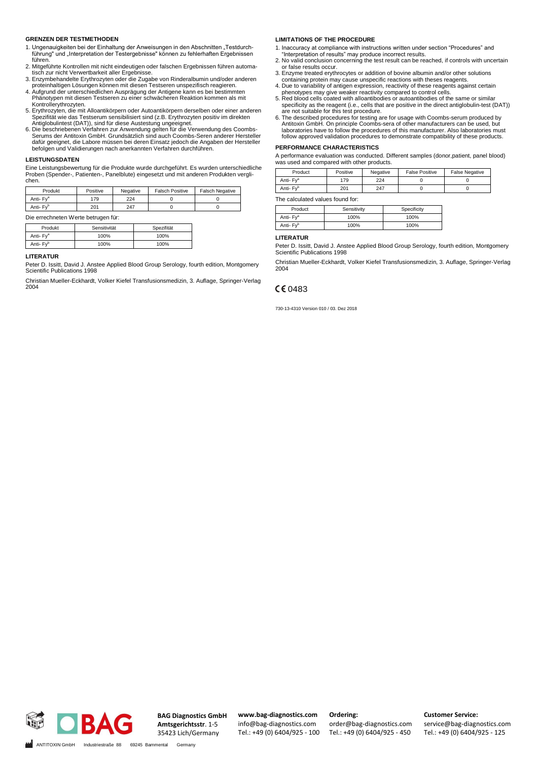## GRENZEN DER TESTMETHODEN

1. Ungenauigkeiten bei der Einhaltung der Anweisungen in den Abschnitten „Testdurchführung" und „Interpretation der Testergebnisse" können zu fehlerhaften Ergebnissen führen.
2. Mitgeführte Kontrollen mit nicht eindeutigen oder falschen Ergebnissen führen automatisch zur nicht Verwertbarkeit aller Ergebnisse.
3. Enzymbehandelte Erythrozyten oder die Zugabe von Rinderalbumin und/oder anderen proteinhaltigen Lösungen können mit diesen Testseren unspezifisch reagieren.
4. Aufgrund der unterschiedlichen Ausprägung der Antigene kann es bei bestimmten Phänotypen mit diesen Testseren zu einer schwächeren Reaktion kommen als mit Kontrollerythrozyten.
5. Erythrozyten, die mit Alloantikörpern oder Autoantikörpern derselben oder einer anderen Spezifität wie das Testserum sensibilisiert sind (z.B. Erythrozyten positiv im direkten Antiglobulintest (DAT)), sind für diese Austestung ungeeignet.
6. Die beschriebenen Verfahren zur Anwendung gelten für die Verwendung des Coombs-Serums der Antitoxin GmbH. Grundsätzlich sind auch Coombs-Seren anderer Hersteller dafür geeignet, die Labore müssen bei deren Einsatz jedoch die Angaben der Hersteller befolgen und Validierungen nach anerkannten Verfahren durchführen.

## LEISTUNGSDATEN

Eine Leistungsbewertung für die Produkte wurde durchgeführt. Es wurden unterschiedliche Proben (Spender-, Patienten-, Panelblute) eingesetzt und mit anderen Produkten verglichen.

| Produkt | Positive | Negative | Falsch Positive | Falsch Negative |
|---|---|---|---|---|
| Anti- $Fy^a$ | 179 | 224 | 0 | 0 |
| Anti- $Fy^b$ | 201 | 247 | 0 | 0 |

Die errechneten Werte betrugen für:

| Produkt | Sensitivität | Spezifität |
|---|---|---|
| Anti- $Fy^a$ | 100% | 100% |
| Anti- $Fy^b$ | 100% | 100% |

## LITERATUR

Peter D. Issitt, David J. Anstee Applied Blood Group Serology, fourth edition, Montgomery Scientific Publications 1998

Christian Mueller-Eckhardt, Volker Kiefel Transfusionsmedizin, 3. Auflage, Springer-Verlag 2004

## LIMITATIONS OF THE PROCEDURE

1. Inaccuracy at compliance with instructions written under section "Procedures" and "Interpretation of results" may produce incorrect results.
2. No valid conclusion concerning the test result can be reached, if controls with uncertain or false results occur.
3. Enzyme treated erythrocytes or addition of bovine albumin and/or other solutions containing protein may cause unspecific reactions with theses reagents.
4. Due to variability of antigen expression, reactivity of these reagents against certain phenotypes may give weaker reactivity compared to control cells.
5. Red blood cells coated with alloantibodies or autoantibodies of the same or similar specificity as the reagent (i.e., cells that are positive in the direct antiglobulin-test (DAT)) are not suitable for this test procedure.
6. The described procedures for testing are for usage with Coombs-serum produced by Antitoxin GmbH. On principle Coombs-sera of other manufacturers can be used, but laboratories have to follow the procedures of this manufacturer. Also laboratories must follow approved validation procedures to demonstrate compatibility of these products.

## PERFORMANCE CHARACTERISTICS

A performance evaluation was conducted. Different samples (donor,patient, panel blood) was used and compared with other products.

| Product | Positive | Negative | False Positive | False Negative |
|---|---|---|---|---|
| Anti- $Fy^a$ | 179 | 224 | 0 | 0 |
| Anti- $Fy^b$ | 201 | 247 | 0 | 0 |

The calculated values found for:

| Product | Sensitivity | Specificity |
|---|---|---|
| Anti- $Fy^a$ | 100% | 100% |
| Anti- $Fy^b$ | 100% | 100% |

## LITERATUR

Peter D. Issitt, David J. Anstee Applied Blood Group Serology, fourth edition, Montgomery Scientific Publications 1998

Christian Mueller-Eckhardt, Volker Kiefel Transfusionsmedizin, 3. Auflage, Springer-Verlag 2004

CE 0483

730-13-4310 Version 010 / 03. Dez 2018

BAG

**BAG Diagnostics GmbH**
**Amtsgerichtsstr.** 1-5
35423 Lich/Germany

**www.bag-diagnostics.com**
info@bag-diagnostics.com
Tel.: +49 (0) 6404/925 - 100

**Ordering:**
order@bag-diagnostics.com
Tel.: +49 (0) 6404/925 - 450

**Customer Service:**
service@bag-diagnostics.com
Tel.: +49 (0) 6404/925 - 125

ANTITOXIN GmbH Industriestraße 88 69245 Bammental Germany